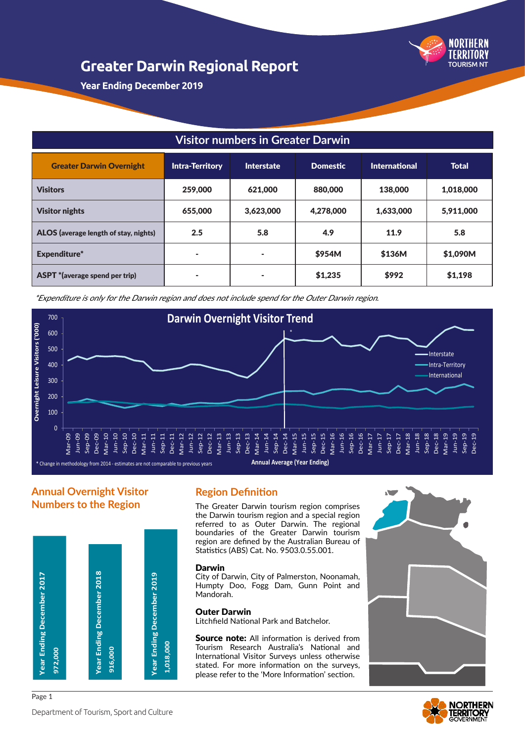# Greater Darwin Regional Report

**Year Ending December 2019**

## Visitor numbers in Greater Darwin

| Greater Darwin Overnight | Intra-Territory | Interstate | Domestic | International | Total |
|---|---|---|---|---|---|
| **Visitors** | 259,000 | 621,000 | 880,000 | 138,000 | 1,018,000 |
| **Visitor nights** | 655,000 | 3,623,000 | 4,278,000 | 1,633,000 | 5,911,000 |
| **ALOS (average length of stay, nights)** | 2.5 | 5.8 | 4.9 | 11.9 | 5.8 |
| **Expenditure*** | - | - | $954M | $136M | $1,090M |
| **ASPT *(average spend per trip)** | - | - | $1,235 | $992 | $1,198 |

*\*Expenditure is only for the Darwin region and does not include spend for the Outer Darwin region.*

**Darwin Overnight Visitor Trend**

Overnight Leisure Visitors ('000) — Interstate, Intra-Territory, International — Annual Average (Year Ending), Mar-09 to Dec-19

\* Change in methodology from 2014 - estimates are not comparable to previous years

## Annual Overnight Visitor Numbers to the Region

| Year Ending | Visitors |
|---|---|
| Year Ending December 2017 | 972,000 |
| Year Ending December 2018 | 916,000 |
| Year Ending December 2019 | 1,018,000 |

## Region Definition

The Greater Darwin tourism region comprises the Darwin tourism region and a special region referred to as Outer Darwin. The regional boundaries of the Greater Darwin tourism region are defined by the Australian Bureau of Statistics (ABS) Cat. No. 9503.0.55.001.

### Darwin

City of Darwin, City of Palmerston, Noonamah, Humpty Doo, Fogg Dam, Gunn Point and Mandorah.

### Outer Darwin

Litchfield National Park and Batchelor.

**Source note:** All information is derived from Tourism Research Australia's National and International Visitor Surveys unless otherwise stated. For more information on the surveys, please refer to the 'More Information' section.

Department of Tourism, Sport and Culture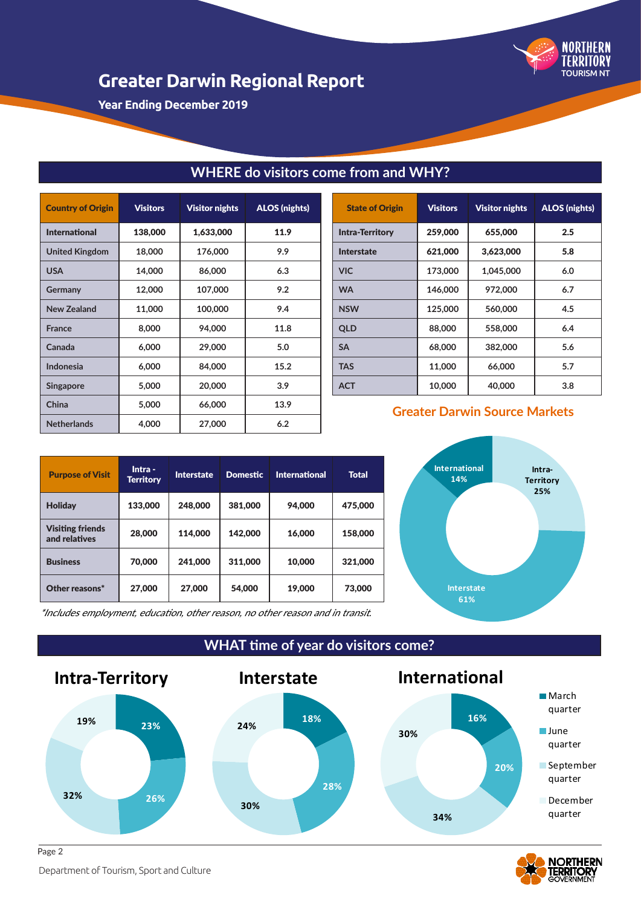# Greater Darwin Regional Report

**Year Ending December 2019**

## WHERE do visitors come from and WHY?

| Country of Origin | Visitors | Visitor nights | ALOS (nights) |
|---|---|---|---|
| **International** | **138,000** | **1,633,000** | **11.9** |
| United Kingdom | 18,000 | 176,000 | 9.9 |
| USA | 14,000 | 86,000 | 6.3 |
| Germany | 12,000 | 107,000 | 9.2 |
| New Zealand | 11,000 | 100,000 | 9.4 |
| France | 8,000 | 94,000 | 11.8 |
| Canada | 6,000 | 29,000 | 5.0 |
| Indonesia | 6,000 | 84,000 | 15.2 |
| Singapore | 5,000 | 20,000 | 3.9 |
| China | 5,000 | 66,000 | 13.9 |
| Netherlands | 4,000 | 27,000 | 6.2 |

| State of Origin | Visitors | Visitor nights | ALOS (nights) |
|---|---|---|---|
| **Intra-Territory** | **259,000** | **655,000** | **2.5** |
| **Interstate** | **621,000** | **3,623,000** | **5.8** |
| VIC | 173,000 | 1,045,000 | 6.0 |
| WA | 146,000 | 972,000 | 6.7 |
| NSW | 125,000 | 560,000 | 4.5 |
| QLD | 88,000 | 558,000 | 6.4 |
| SA | 68,000 | 382,000 | 5.6 |
| TAS | 11,000 | 66,000 | 5.7 |
| ACT | 10,000 | 40,000 | 3.8 |

### Greater Darwin Source Markets

- International 14%
- Intra-Territory 25%
- Interstate 61%

| Purpose of Visit | Intra - Territory | Interstate | Domestic | International | Total |
|---|---|---|---|---|---|
| **Holiday** | **133,000** | **248,000** | **381,000** | **94,000** | **475,000** |
| **Visiting friends and relatives** | **28,000** | **114,000** | **142,000** | **16,000** | **158,000** |
| **Business** | **70,000** | **241,000** | **311,000** | **10,000** | **321,000** |
| **Other reasons*** | **27,000** | **27,000** | **54,000** | **19,000** | **73,000** |

*Includes employment, education, other reason, no other reason and in transit.*

## WHAT time of year do visitors come?

| | March quarter | June quarter | September quarter | December quarter |
|---|---|---|---|---|
| **Intra-Territory** | 23% | 26% | 32% | 19% |
| **Interstate** | 18% | 28% | 30% | 24% |
| **International** | 16% | 20% | 34% | 30% |

Department of Tourism, Sport and Culture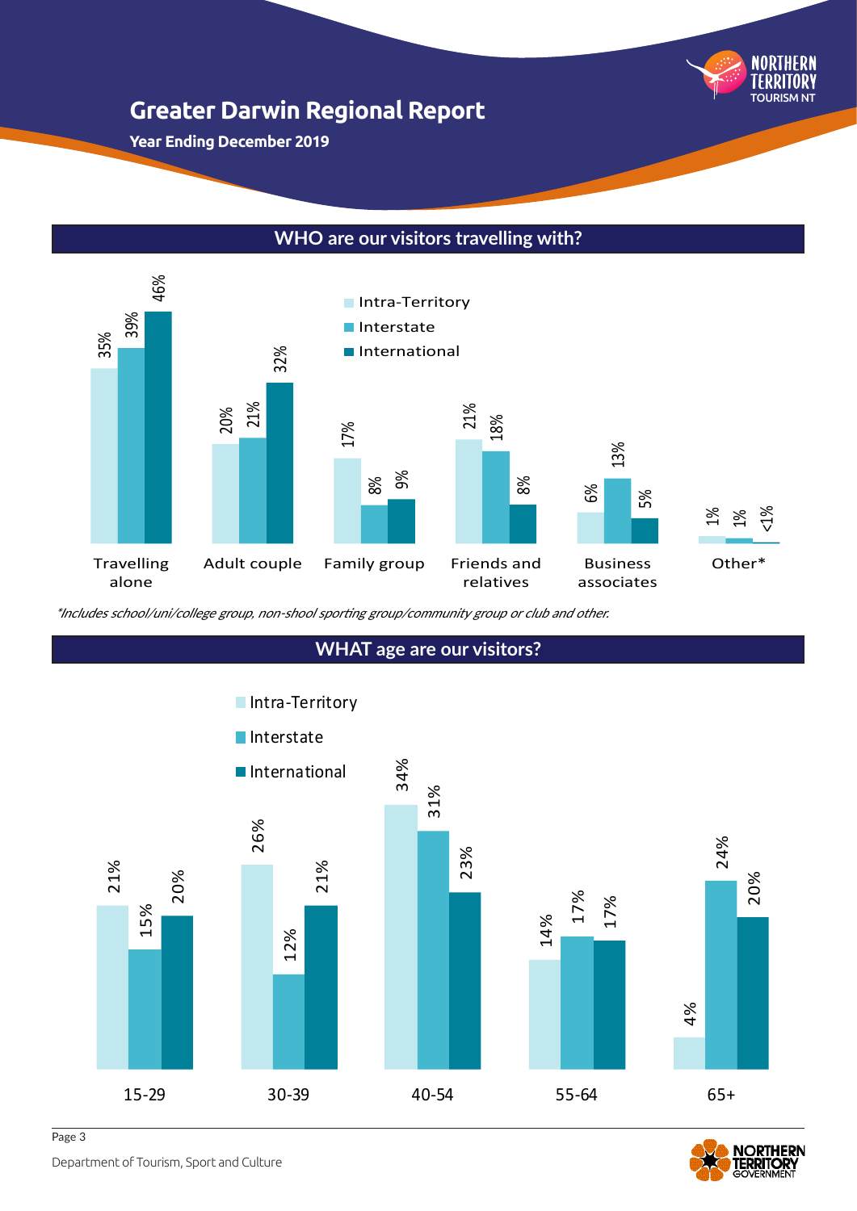# Greater Darwin Regional Report

**Year Ending December 2019**

## WHO are our visitors travelling with?

| | Intra-Territory | Interstate | International |
|---|---|---|---|
| Travelling alone | 35% | 39% | 46% |
| Adult couple | 20% | 21% | 32% |
| Family group | 17% | 8% | 9% |
| Friends and relatives | 21% | 18% | 8% |
| Business associates | 6% | 13% | 5% |
| Other* | 1% | 1% | <1% |

*\*Includes school/uni/college group, non-shool sporting group/community group or club and other.*

## WHAT age are our visitors?

| | Intra-Territory | Interstate | International |
|---|---|---|---|
| 15-29 | 21% | 15% | 20% |
| 30-39 | 26% | 12% | 21% |
| 40-54 | 34% | 31% | 23% |
| 55-64 | 14% | 17% | 17% |
| 65+ | 4% | 24% | 20% |

Department of Tourism, Sport and Culture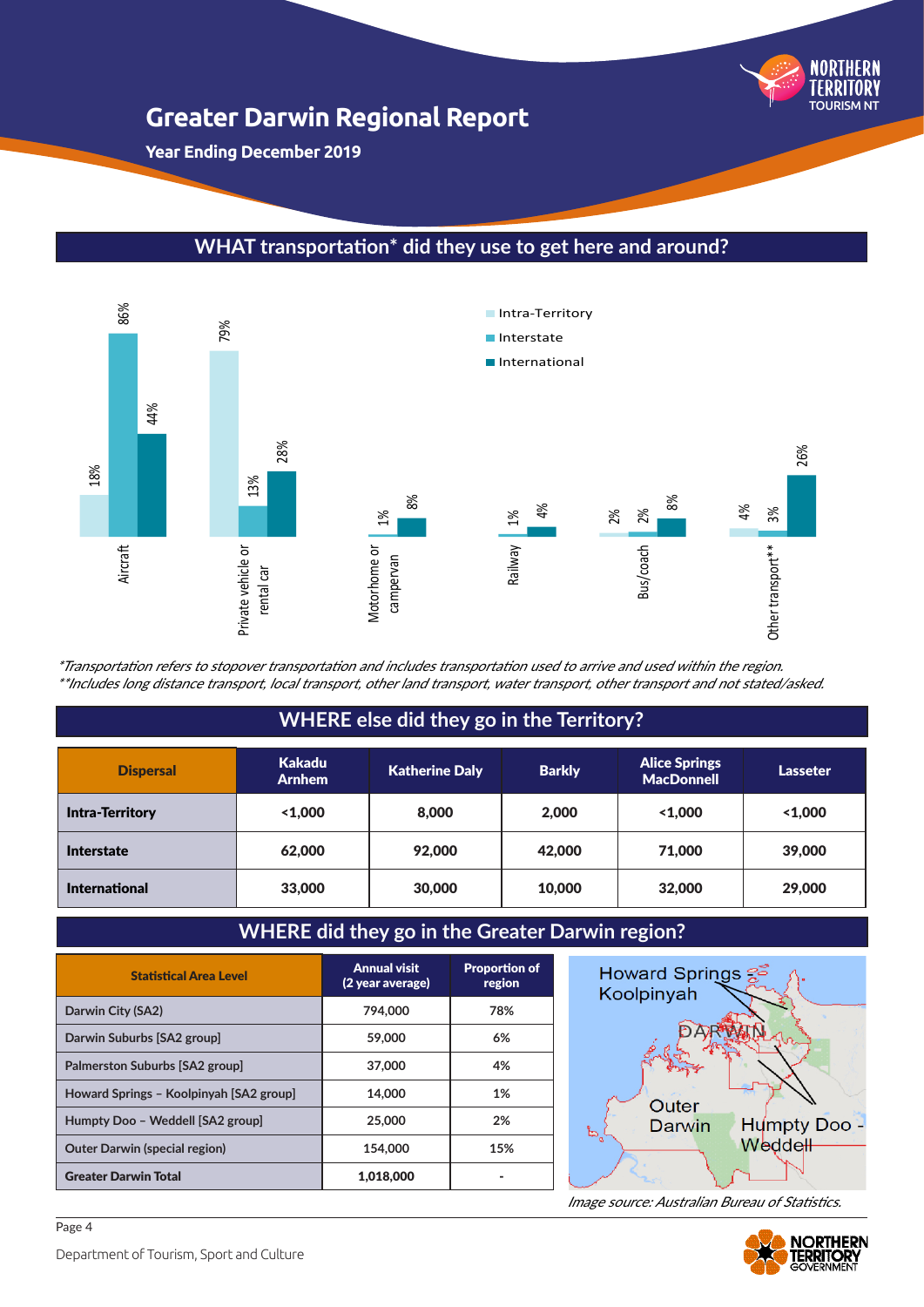# Greater Darwin Regional Report

**Year Ending December 2019**

## WHAT transportation* did they use to get here and around?

| Transport | Intra-Territory | Interstate | International |
|---|---|---|---|
| Aircraft | 18% | 86% | 44% |
| Private vehicle or rental car | 79% | 13% | 28% |
| Motorhome or campervan | | 1% | 8% |
| Railway | | 1% | 4% |
| Bus/coach | 2% | 2% | 8% |
| Other transport** | 4% | 3% | 26% |

*\*Transportation refers to stopover transportation and includes transportation used to arrive and used within the region.*
*\*\*Includes long distance transport, local transport, other land transport, water transport, other transport and not stated/asked.*

## WHERE else did they go in the Territory?

| Dispersal | Kakadu Arnhem | Katherine Daly | Barkly | Alice Springs MacDonnell | Lasseter |
|---|---|---|---|---|---|
| **Intra-Territory** | <1,000 | 8,000 | 2,000 | <1,000 | <1,000 |
| **Interstate** | 62,000 | 92,000 | 42,000 | 71,000 | 39,000 |
| **International** | 33,000 | 30,000 | 10,000 | 32,000 | 29,000 |

## WHERE did they go in the Greater Darwin region?

| Statistical Area Level | Annual visit (2 year average) | Proportion of region |
|---|---|---|
| Darwin City (SA2) | 794,000 | 78% |
| Darwin Suburbs [SA2 group] | 59,000 | 6% |
| Palmerston Suburbs [SA2 group] | 37,000 | 4% |
| Howard Springs – Koolpinyah [SA2 group] | 14,000 | 1% |
| Humpty Doo – Weddell [SA2 group] | 25,000 | 2% |
| Outer Darwin (special region) | 154,000 | 15% |
| **Greater Darwin Total** | **1,018,000** | - |

*Image source: Australian Bureau of Statistics.*

Department of Tourism, Sport and Culture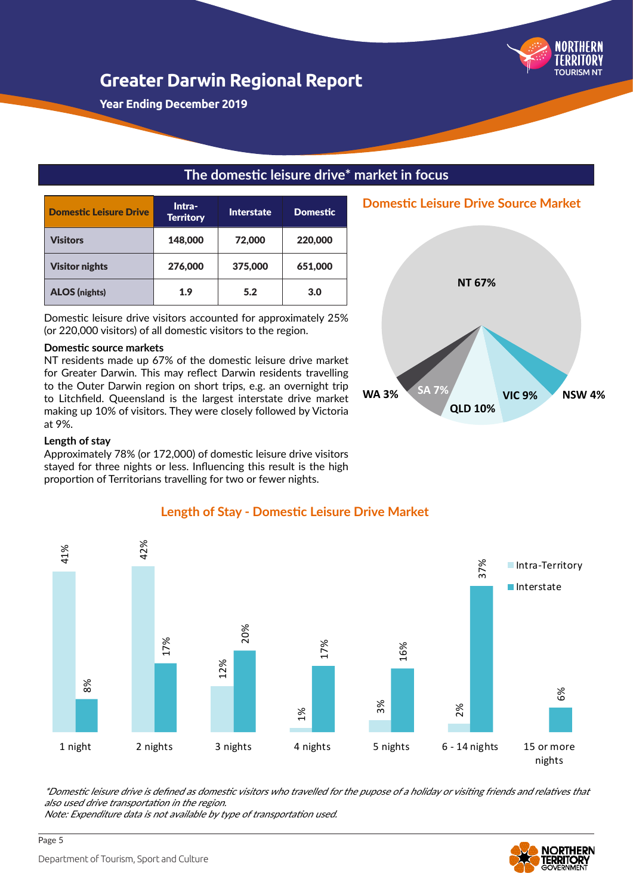# Greater Darwin Regional Report

**Year Ending December 2019**

## The domestic leisure drive* market in focus

| Domestic Leisure Drive | Intra-Territory | Interstate | Domestic |
|---|---|---|---|
| Visitors | 148,000 | 72,000 | 220,000 |
| Visitor nights | 276,000 | 375,000 | 651,000 |
| ALOS (nights) | 1.9 | 5.2 | 3.0 |

Domestic leisure drive visitors accounted for approximately 25% (or 220,000 visitors) of all domestic visitors to the region.

### Domestic source markets

NT residents made up 67% of the domestic leisure drive market for Greater Darwin. This may reflect Darwin residents travelling to the Outer Darwin region on short trips, e.g. an overnight trip to Litchfield. Queensland is the largest interstate drive market making up 10% of visitors. They were closely followed by Victoria at 9%.

### Length of stay

Approximately 78% (or 172,000) of domestic leisure drive visitors stayed for three nights or less. Influencing this result is the high proportion of Territorians travelling for two or fewer nights.

### Domestic Leisure Drive Source Market

| Source | Share |
|---|---|
| NT | 67% |
| QLD | 10% |
| VIC | 9% |
| SA | 7% |
| NSW | 4% |
| WA | 3% |

### Length of Stay - Domestic Leisure Drive Market

| Length of stay | Intra-Territory | Interstate |
|---|---|---|
| 1 night | 41% | 8% |
| 2 nights | 42% | 17% |
| 3 nights | 12% | 20% |
| 4 nights | 1% | 17% |
| 5 nights | 3% | 16% |
| 6 - 14 nights | 2% | 37% |
| 15 or more nights | | 6% |

*\*Domestic leisure drive is defined as domestic visitors who travelled for the pupose of a holiday or visiting friends and relatives that also used drive transportation in the region.*

*Note: Expenditure data is not available by type of transportation used.*

Department of Tourism, Sport and Culture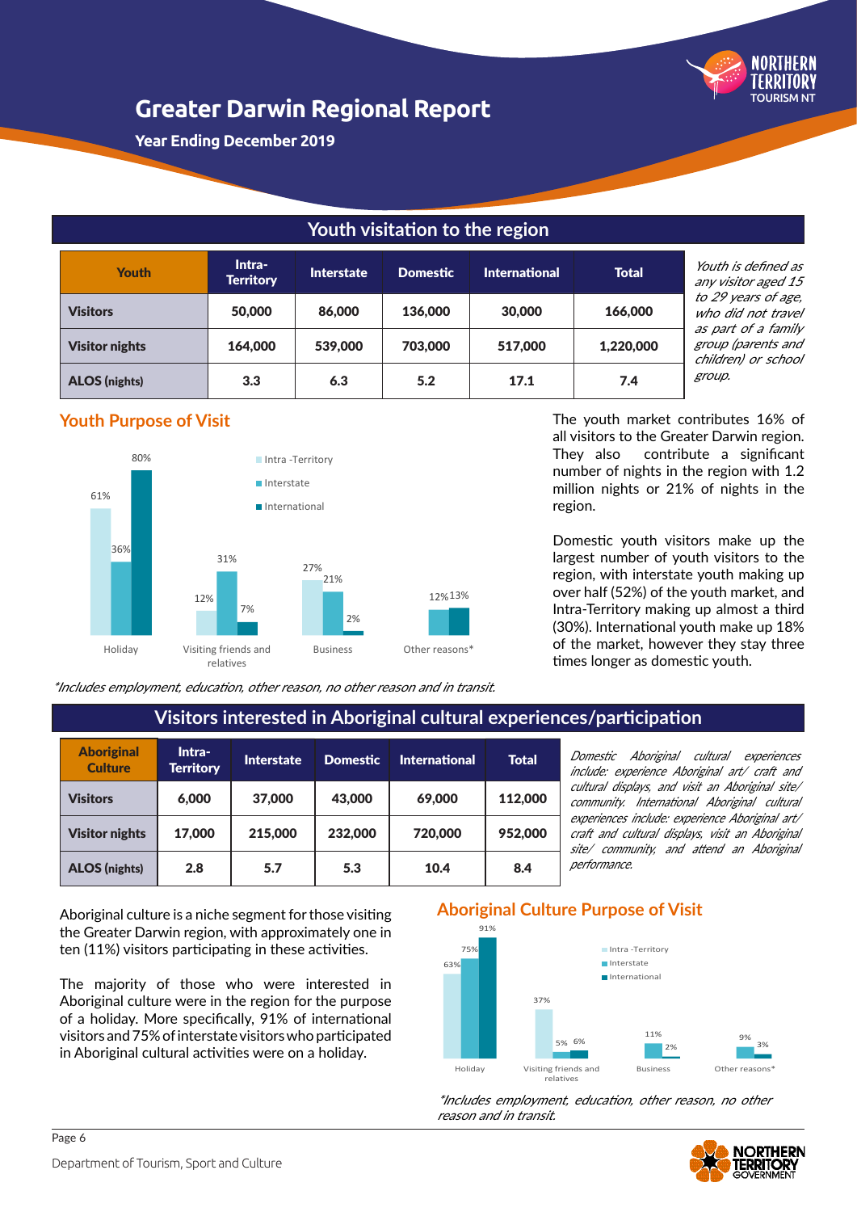# Greater Darwin Regional Report

**Year Ending December 2019**

## Youth visitation to the region

| Youth | Intra-Territory | Interstate | Domestic | International | Total |
|---|---|---|---|---|---|
| **Visitors** | 50,000 | 86,000 | 136,000 | 30,000 | 166,000 |
| **Visitor nights** | 164,000 | 539,000 | 703,000 | 517,000 | 1,220,000 |
| **ALOS (nights)** | 3.3 | 6.3 | 5.2 | 17.1 | 7.4 |

*Youth is defined as any visitor aged 15 to 29 years of age, who did not travel as part of a family group (parents and children) or school group.*

### Youth Purpose of Visit

| | Intra-Territory | Interstate | International |
|---|---|---|---|
| Holiday | 61% | 36% | 80% |
| Visiting friends and relatives | 12% | 31% | 7% |
| Business | 27% | 21% | 2% |
| Other reasons* | | 12% | 13% |

*Includes employment, education, other reason, no other reason and in transit.*

The youth market contributes 16% of all visitors to the Greater Darwin region. They also contribute a significant number of nights in the region with 1.2 million nights or 21% of nights in the region.

Domestic youth visitors make up the largest number of youth visitors to the region, with interstate youth making up over half (52%) of the youth market, and Intra-Territory making up almost a third (30%). International youth make up 18% of the market, however they stay three times longer as domestic youth.

## Visitors interested in Aboriginal cultural experiences/participation

| Aboriginal Culture | Intra-Territory | Interstate | Domestic | International | Total |
|---|---|---|---|---|---|
| **Visitors** | 6,000 | 37,000 | 43,000 | 69,000 | 112,000 |
| **Visitor nights** | 17,000 | 215,000 | 232,000 | 720,000 | 952,000 |
| **ALOS (nights)** | 2.8 | 5.7 | 5.3 | 10.4 | 8.4 |

*Domestic Aboriginal cultural experiences include: experience Aboriginal art/ craft and cultural displays, and visit an Aboriginal site/ community. International Aboriginal cultural experiences include: experience Aboriginal art/ craft and cultural displays, visit an Aboriginal site/ community, and attend an Aboriginal performance.*

Aboriginal culture is a niche segment for those visiting the Greater Darwin region, with approximately one in ten (11%) visitors participating in these activities.

The majority of those who were interested in Aboriginal culture were in the region for the purpose of a holiday. More specifically, 91% of international visitors and 75% of interstate visitors who participated in Aboriginal cultural activities were on a holiday.

### Aboriginal Culture Purpose of Visit

| | Intra-Territory | Interstate | International |
|---|---|---|---|
| Holiday | 63% | 75% | 91% |
| Visiting friends and relatives | 37% | 5% | 6% |
| Business | | 11% | 2% |
| Other reasons* | | 9% | 3% |

*Includes employment, education, other reason, no other reason and in transit.*

Department of Tourism, Sport and Culture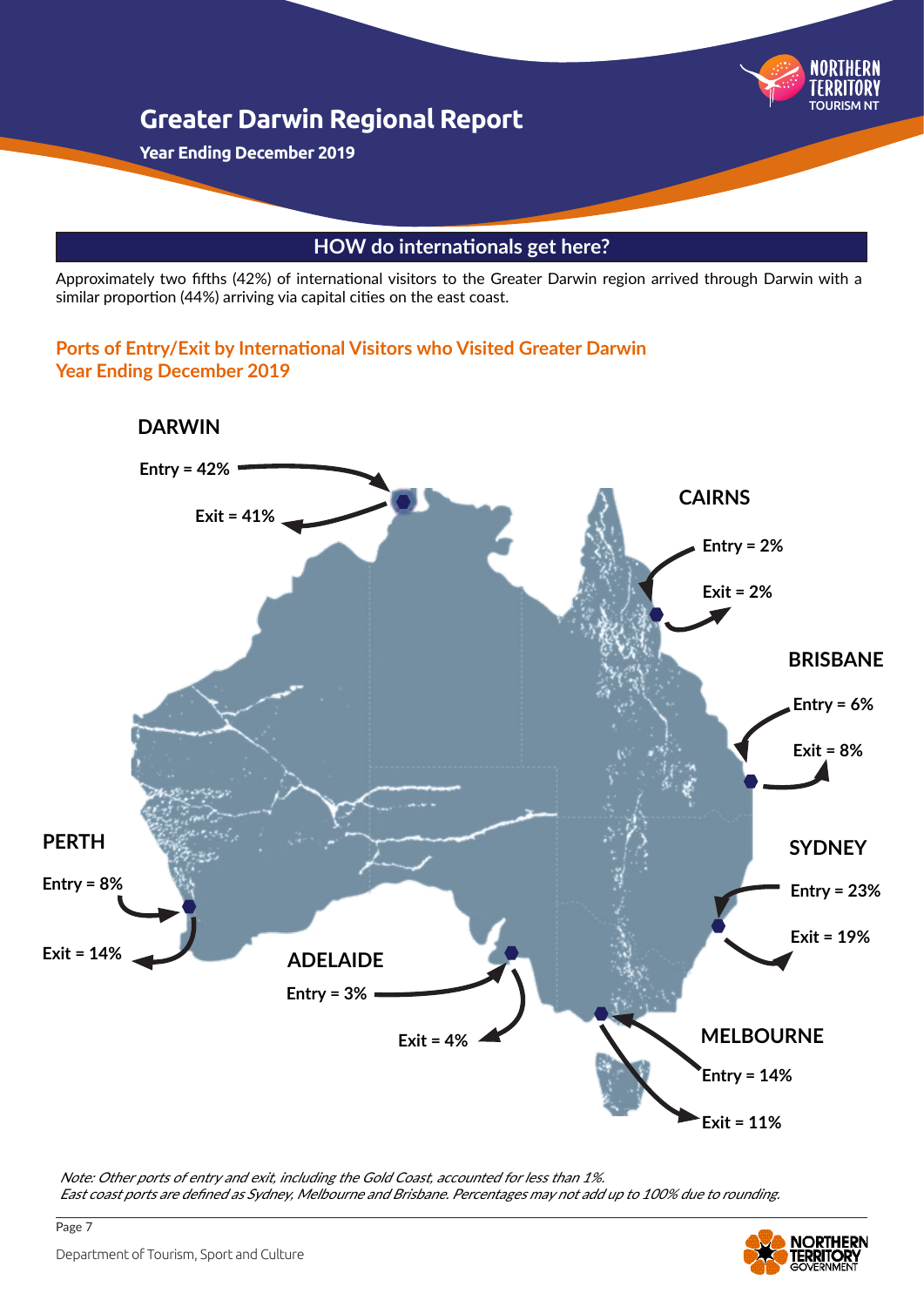# Greater Darwin Regional Report

**Year Ending December 2019**

## HOW do internationals get here?

Approximately two fifths (42%) of international visitors to the Greater Darwin region arrived through Darwin with a similar proportion (44%) arriving via capital cities on the east coast.

### Ports of Entry/Exit by International Visitors who Visited Greater Darwin Year Ending December 2019

| Port | Entry | Exit |
|---|---|---|
| DARWIN | 42% | 41% |
| CAIRNS | 2% | 2% |
| BRISBANE | 6% | 8% |
| SYDNEY | 23% | 19% |
| MELBOURNE | 14% | 11% |
| ADELAIDE | 3% | 4% |
| PERTH | 8% | 14% |

*Note: Other ports of entry and exit, including the Gold Coast, accounted for less than 1%.*
*East coast ports are defined as Sydney, Melbourne and Brisbane. Percentages may not add up to 100% due to rounding.*

Department of Tourism, Sport and Culture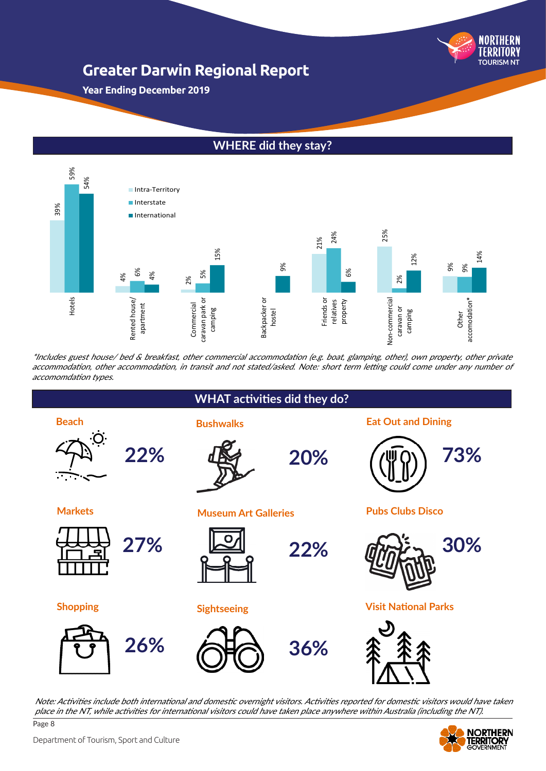# Greater Darwin Regional Report

**Year Ending December 2019**

## WHERE did they stay?

| Accommodation | Intra-Territory | Interstate | International |
|---|---|---|---|
| Hotels | 39% | 59% | 54% |
| Rented house/ apartment | 4% | 6% | 4% |
| Commercial caravan park or camping | 2% | 5% | 15% |
| Backpacker or hostel | | | 9% |
| Friends or relatives property | 21% | 24% | 6% |
| Non-commercial caravan or camping | 25% | 2% | 12% |
| Other accomodation* | 9% | 9% | 14% |

*\*Includes guest house/ bed & breakfast, other commercial accommodation (e.g. boat, glamping, other), own property, other private accommodation, other accommodation, in transit and not stated/asked. Note: short term letting could come under any number of accomomdation types.*

## WHAT activities did they do?

| Activity | % |
|---|---|
| Beach | 22% |
| Bushwalks | 20% |
| Eat Out and Dining | 73% |
| Markets | 27% |
| Museum Art Galleries | 22% |
| Pubs Clubs Disco | 30% |
| Shopping | 26% |
| Sightseeing | 36% |
| Visit National Parks | |

*Note: Activities include both international and domestic overnight visitors. Activities reported for domestic visitors would have taken place in the NT, while activities for international visitors could have taken place anywhere within Australia (including the NT).*

Department of Tourism, Sport and Culture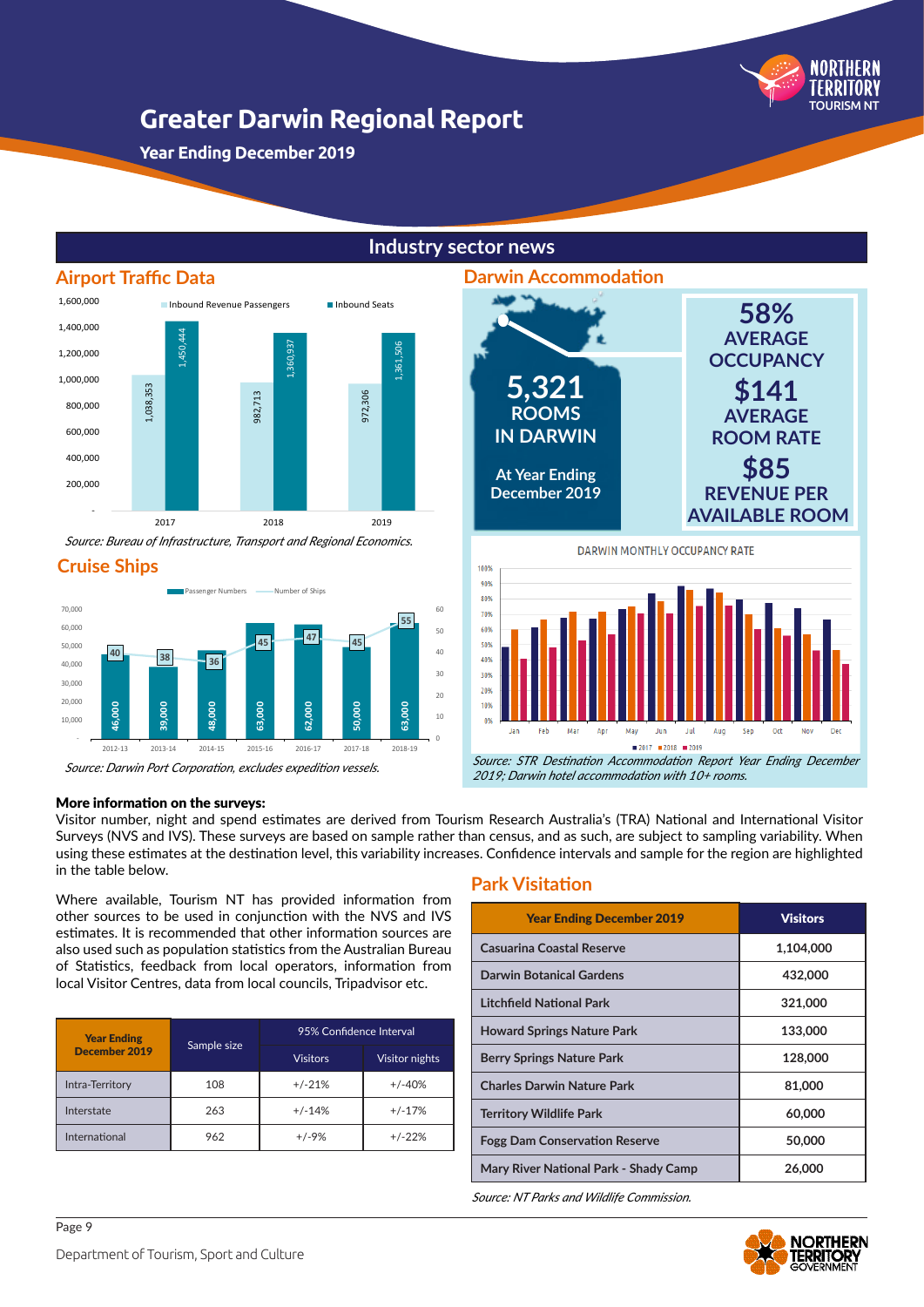# Greater Darwin Regional Report

**Year Ending December 2019**

## Industry sector news

### Airport Traffic Data

Inbound Revenue Passengers
Inbound Seats

1,600,000
1,400,000
1,200,000
1,000,000
800,000
600,000
400,000
200,000
-

2017: 1,038,353 / 1,450,444
2018: 982,713 / 1,360,937
2019: 972,306 / 1,361,506

*Source: Bureau of Infrastructure, Transport and Regional Economics.*

### Cruise Ships

Passenger Numbers
Number of Ships

2012-13: 46,000 / 40
2013-14: 39,000 / 38
2014-15: 48,000 / 36
2015-16: 63,000 / 45
2016-17: 62,000 / 47
2017-18: 50,000 / 45
2018-19: 63,000 / 55

*Source: Darwin Port Corporation, excludes expedition vessels.*

### Darwin Accommodation

**5,321 ROOMS IN DARWIN**

At Year Ending December 2019

**58% AVERAGE OCCUPANCY**

**$141 AVERAGE ROOM RATE**

**$85 REVENUE PER AVAILABLE ROOM**

DARWIN MONTHLY OCCUPANCY RATE

100%
90%
80%
70%
60%
50%
40%
30%
20%
10%
0%

Jan Feb Mar Apr May Jun Jul Aug Sep Oct Nov Dec

2017 2018 2019

*Source: STR Destination Accommodation Report Year Ending December 2019; Darwin hotel accommodation with 10+ rooms.*

**More information on the surveys:**

Visitor number, night and spend estimates are derived from Tourism Research Australia's (TRA) National and International Visitor Surveys (NVS and IVS). These surveys are based on sample rather than census, and as such, are subject to sampling variability. When using these estimates at the destination level, this variability increases. Confidence intervals and sample for the region are highlighted in the table below.

Where available, Tourism NT has provided information from other sources to be used in conjunction with the NVS and IVS estimates. It is recommended that other information sources are also used such as population statistics from the Australian Bureau of Statistics, feedback from local operators, information from local Visitor Centres, data from local councils, Tripadvisor etc.

| Year Ending December 2019 | Sample size | 95% Confidence Interval | |
|---|---|---|---|
| | | Visitors | Visitor nights |
| Intra-Territory | 108 | +/-21% | +/-40% |
| Interstate | 263 | +/-14% | +/-17% |
| International | 962 | +/-9% | +/-22% |

### Park Visitation

| Year Ending December 2019 | Visitors |
|---|---|
| Casuarina Coastal Reserve | 1,104,000 |
| Darwin Botanical Gardens | 432,000 |
| Litchfield National Park | 321,000 |
| Howard Springs Nature Park | 133,000 |
| Berry Springs Nature Park | 128,000 |
| Charles Darwin Nature Park | 81,000 |
| Territory Wildlife Park | 60,000 |
| Fogg Dam Conservation Reserve | 50,000 |
| Mary River National Park - Shady Camp | 26,000 |

*Source: NT Parks and Wildlife Commission.*

Department of Tourism, Sport and Culture